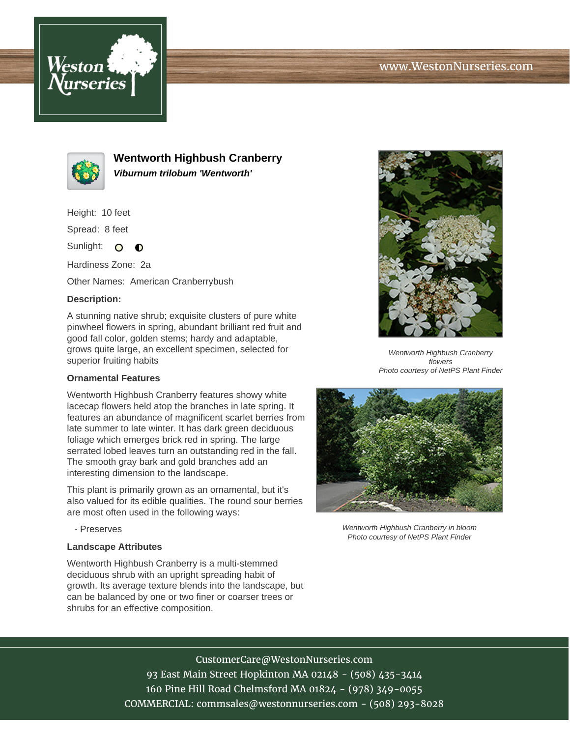# Wentworth Highbush Cranberry

***Viburnum trilobum 'Wentworth'***

Height: 10 feet

Spread: 8 feet

Sunlight:

Hardiness Zone: 2a

Other Names: American Cranberrybush

**Description:**

A stunning native shrub; exquisite clusters of pure white pinwheel flowers in spring, abundant brilliant red fruit and good fall color, golden stems; hardy and adaptable, grows quite large, an excellent specimen, selected for superior fruiting habits

### Ornamental Features

Wentworth Highbush Cranberry features showy white lacecap flowers held atop the branches in late spring. It features an abundance of magnificent scarlet berries from late summer to late winter. It has dark green deciduous foliage which emerges brick red in spring. The large serrated lobed leaves turn an outstanding red in the fall. The smooth gray bark and gold branches add an interesting dimension to the landscape.

This plant is primarily grown as an ornamental, but it's also valued for its edible qualities. The round sour berries are most often used in the following ways:

- Preserves

### Landscape Attributes

Wentworth Highbush Cranberry is a multi-stemmed deciduous shrub with an upright spreading habit of growth. Its average texture blends into the landscape, but can be balanced by one or two finer or coarser trees or shrubs for an effective composition.

*Wentworth Highbush Cranberry flowers*
*Photo courtesy of NetPS Plant Finder*

*Wentworth Highbush Cranberry in bloom*
*Photo courtesy of NetPS Plant Finder*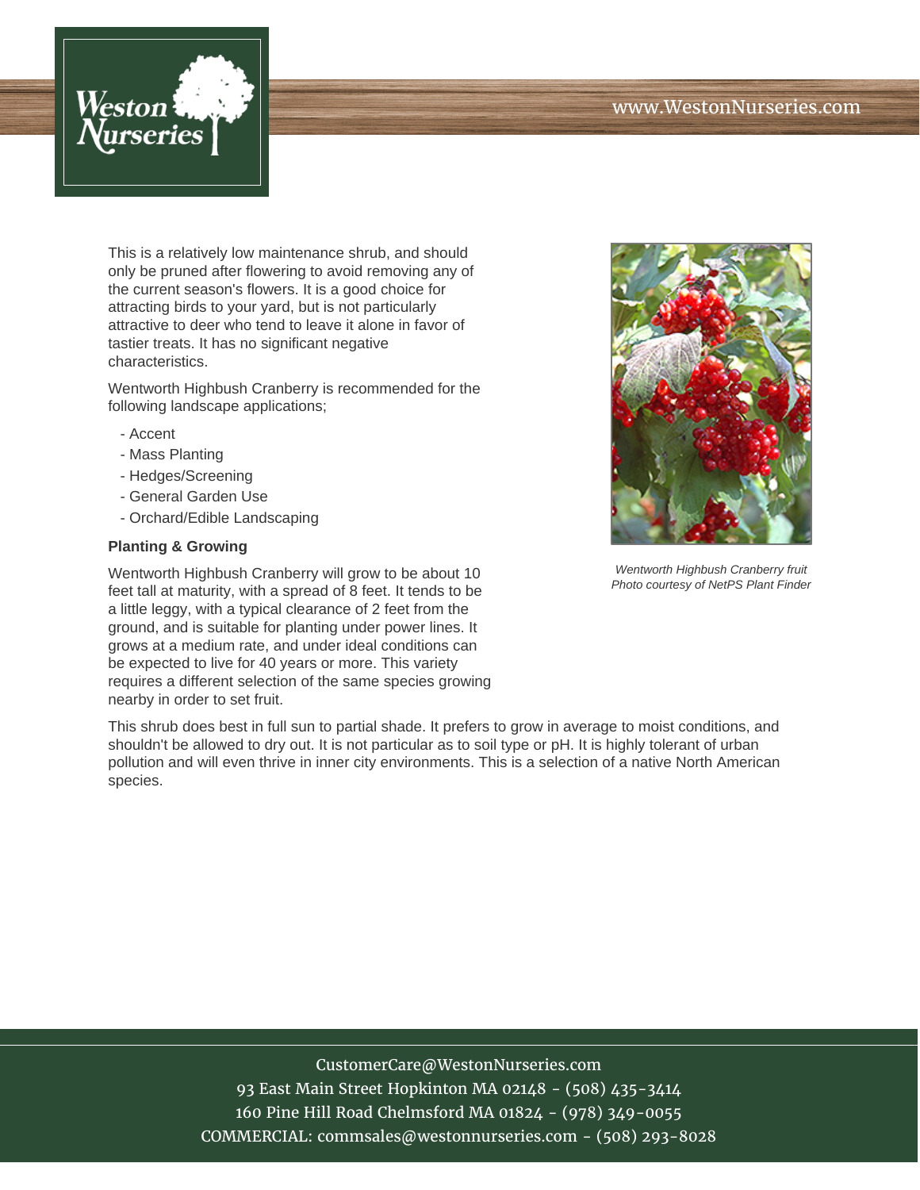This is a relatively low maintenance shrub, and should only be pruned after flowering to avoid removing any of the current season's flowers. It is a good choice for attracting birds to your yard, but is not particularly attractive to deer who tend to leave it alone in favor of tastier treats. It has no significant negative characteristics.

Wentworth Highbush Cranberry is recommended for the following landscape applications;

- Accent
- Mass Planting
- Hedges/Screening
- General Garden Use
- Orchard/Edible Landscaping

*Wentworth Highbush Cranberry fruit*
*Photo courtesy of NetPS Plant Finder*

**Planting & Growing**

Wentworth Highbush Cranberry will grow to be about 10 feet tall at maturity, with a spread of 8 feet. It tends to be a little leggy, with a typical clearance of 2 feet from the ground, and is suitable for planting under power lines. It grows at a medium rate, and under ideal conditions can be expected to live for 40 years or more. This variety requires a different selection of the same species growing nearby in order to set fruit.

This shrub does best in full sun to partial shade. It prefers to grow in average to moist conditions, and shouldn't be allowed to dry out. It is not particular as to soil type or pH. It is highly tolerant of urban pollution and will even thrive in inner city environments. This is a selection of a native North American species.